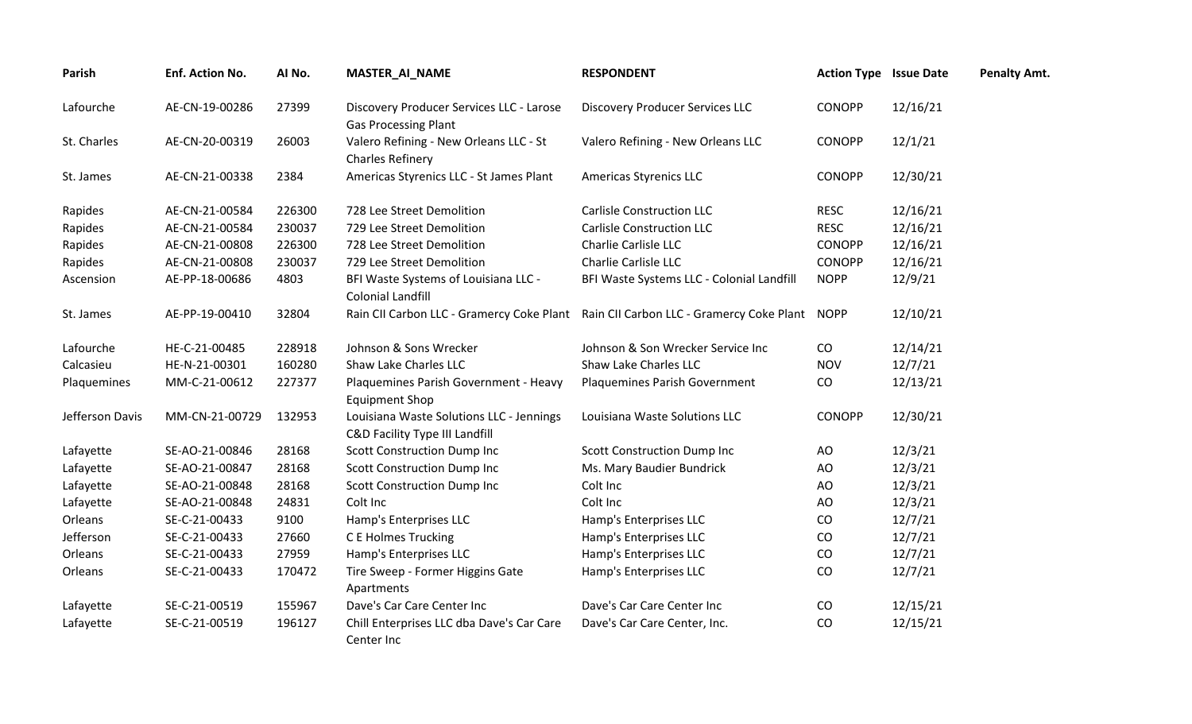| Parish | Enf. Action No. | AI No. | MASTER_AI_NAME | RESPONDENT | Action Type | Issue Date | Penalty Amt. |
|---|---|---|---|---|---|---|---|
| Lafourche | AE-CN-19-00286 | 27399 | Discovery Producer Services LLC - Larose Gas Processing Plant | Discovery Producer Services LLC | CONOPP | 12/16/21 | |
| St. Charles | AE-CN-20-00319 | 26003 | Valero Refining - New Orleans LLC - St Charles Refinery | Valero Refining - New Orleans LLC | CONOPP | 12/1/21 | |
| St. James | AE-CN-21-00338 | 2384 | Americas Styrenics LLC - St James Plant | Americas Styrenics LLC | CONOPP | 12/30/21 | |
| Rapides | AE-CN-21-00584 | 226300 | 728 Lee Street Demolition | Carlisle Construction LLC | RESC | 12/16/21 | |
| Rapides | AE-CN-21-00584 | 230037 | 729 Lee Street Demolition | Carlisle Construction LLC | RESC | 12/16/21 | |
| Rapides | AE-CN-21-00808 | 226300 | 728 Lee Street Demolition | Charlie Carlisle LLC | CONOPP | 12/16/21 | |
| Rapides | AE-CN-21-00808 | 230037 | 729 Lee Street Demolition | Charlie Carlisle LLC | CONOPP | 12/16/21 | |
| Ascension | AE-PP-18-00686 | 4803 | BFI Waste Systems of Louisiana LLC - Colonial Landfill | BFI Waste Systems LLC - Colonial Landfill | NOPP | 12/9/21 | |
| St. James | AE-PP-19-00410 | 32804 | Rain CII Carbon LLC - Gramercy Coke Plant | Rain CII Carbon LLC - Gramercy Coke Plant | NOPP | 12/10/21 | |
| Lafourche | HE-C-21-00485 | 228918 | Johnson & Sons Wrecker | Johnson & Son Wrecker Service Inc | CO | 12/14/21 | |
| Calcasieu | HE-N-21-00301 | 160280 | Shaw Lake Charles LLC | Shaw Lake Charles LLC | NOV | 12/7/21 | |
| Plaquemines | MM-C-21-00612 | 227377 | Plaquemines Parish Government - Heavy Equipment Shop | Plaquemines Parish Government | CO | 12/13/21 | |
| Jefferson Davis | MM-CN-21-00729 | 132953 | Louisiana Waste Solutions LLC - Jennings C&D Facility Type III Landfill | Louisiana Waste Solutions LLC | CONOPP | 12/30/21 | |
| Lafayette | SE-AO-21-00846 | 28168 | Scott Construction Dump Inc | Scott Construction Dump Inc | AO | 12/3/21 | |
| Lafayette | SE-AO-21-00847 | 28168 | Scott Construction Dump Inc | Ms. Mary Baudier Bundrick | AO | 12/3/21 | |
| Lafayette | SE-AO-21-00848 | 28168 | Scott Construction Dump Inc | Colt Inc | AO | 12/3/21 | |
| Lafayette | SE-AO-21-00848 | 24831 | Colt Inc | Colt Inc | AO | 12/3/21 | |
| Orleans | SE-C-21-00433 | 9100 | Hamp's Enterprises LLC | Hamp's Enterprises LLC | CO | 12/7/21 | |
| Jefferson | SE-C-21-00433 | 27660 | C E Holmes Trucking | Hamp's Enterprises LLC | CO | 12/7/21 | |
| Orleans | SE-C-21-00433 | 27959 | Hamp's Enterprises LLC | Hamp's Enterprises LLC | CO | 12/7/21 | |
| Orleans | SE-C-21-00433 | 170472 | Tire Sweep - Former Higgins Gate Apartments | Hamp's Enterprises LLC | CO | 12/7/21 | |
| Lafayette | SE-C-21-00519 | 155967 | Dave's Car Care Center Inc | Dave's Car Care Center Inc | CO | 12/15/21 | |
| Lafayette | SE-C-21-00519 | 196127 | Chill Enterprises LLC dba Dave's Car Care Center Inc | Dave's Car Care Center, Inc. | CO | 12/15/21 | |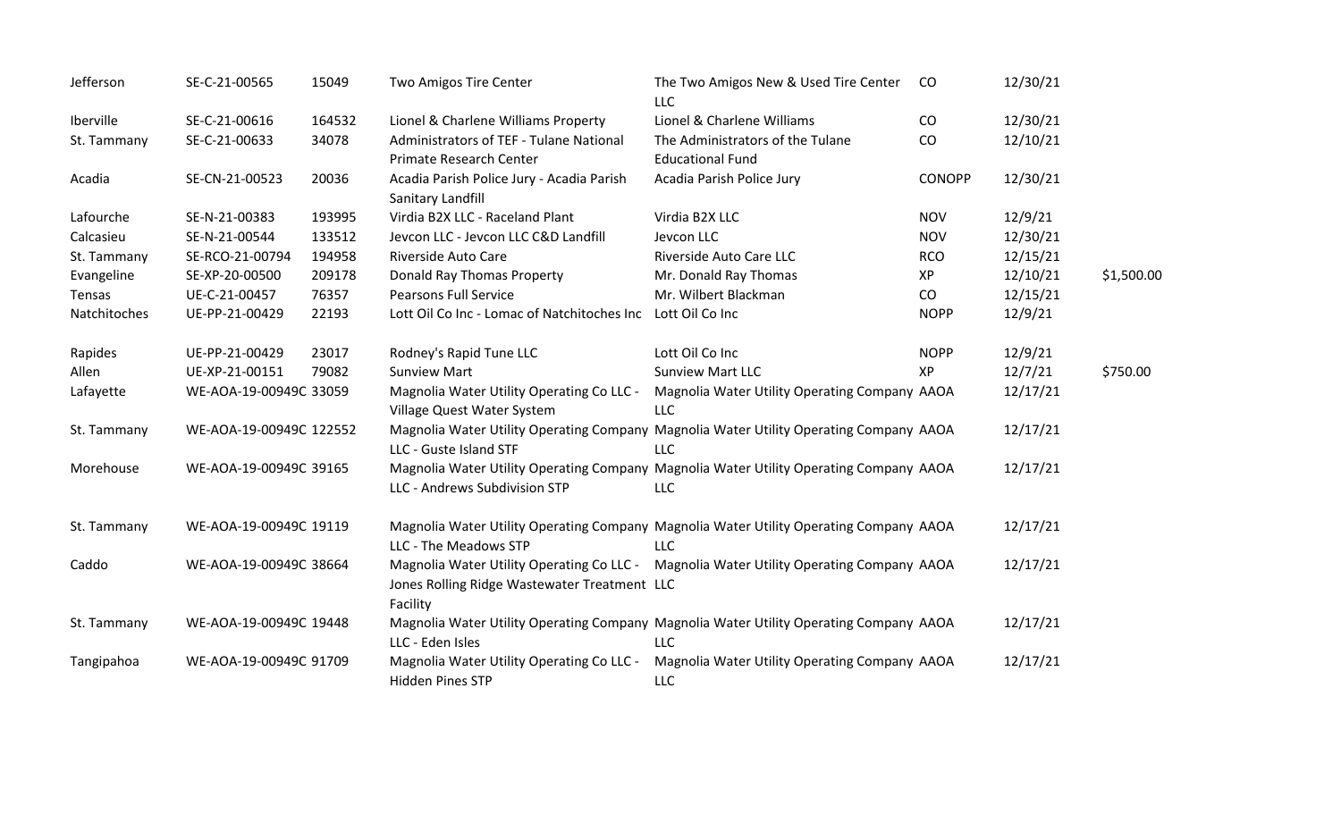| | | | | | | | |
|---|---|---|---|---|---|---|---|
| Jefferson | SE-C-21-00565 | 15049 | Two Amigos Tire Center | The Two Amigos New & Used Tire Center LLC | CO | 12/30/21 | |
| Iberville | SE-C-21-00616 | 164532 | Lionel & Charlene Williams Property | Lionel & Charlene Williams | CO | 12/30/21 | |
| St. Tammany | SE-C-21-00633 | 34078 | Administrators of TEF - Tulane National Primate Research Center | The Administrators of the Tulane Educational Fund | CO | 12/10/21 | |
| Acadia | SE-CN-21-00523 | 20036 | Acadia Parish Police Jury - Acadia Parish Sanitary Landfill | Acadia Parish Police Jury | CONOPP | 12/30/21 | |
| Lafourche | SE-N-21-00383 | 193995 | Virdia B2X LLC - Raceland Plant | Virdia B2X LLC | NOV | 12/9/21 | |
| Calcasieu | SE-N-21-00544 | 133512 | Jevcon LLC - Jevcon LLC C&D Landfill | Jevcon LLC | NOV | 12/30/21 | |
| St. Tammany | SE-RCO-21-00794 | 194958 | Riverside Auto Care | Riverside Auto Care LLC | RCO | 12/15/21 | |
| Evangeline | SE-XP-20-00500 | 209178 | Donald Ray Thomas Property | Mr. Donald Ray Thomas | XP | 12/10/21 | $1,500.00 |
| Tensas | UE-C-21-00457 | 76357 | Pearsons Full Service | Mr. Wilbert Blackman | CO | 12/15/21 | |
| Natchitoches | UE-PP-21-00429 | 22193 | Lott Oil Co Inc - Lomac of Natchitoches Inc | Lott Oil Co Inc | NOPP | 12/9/21 | |
| Rapides | UE-PP-21-00429 | 23017 | Rodney's Rapid Tune LLC | Lott Oil Co Inc | NOPP | 12/9/21 | |
| Allen | UE-XP-21-00151 | 79082 | Sunview Mart | Sunview Mart LLC | XP | 12/7/21 | $750.00 |
| Lafayette | WE-AOA-19-00949C | 33059 | Magnolia Water Utility Operating Co LLC - Village Quest Water System | Magnolia Water Utility Operating Company LLC | AAOA | 12/17/21 | |
| St. Tammany | WE-AOA-19-00949C | 122552 | Magnolia Water Utility Operating Company LLC - Guste Island STF | Magnolia Water Utility Operating Company LLC | AAOA | 12/17/21 | |
| Morehouse | WE-AOA-19-00949C | 39165 | Magnolia Water Utility Operating Company LLC - Andrews Subdivision STP | Magnolia Water Utility Operating Company LLC | AAOA | 12/17/21 | |
| St. Tammany | WE-AOA-19-00949C | 19119 | Magnolia Water Utility Operating Company LLC - The Meadows STP | Magnolia Water Utility Operating Company LLC | AAOA | 12/17/21 | |
| Caddo | WE-AOA-19-00949C | 38664 | Magnolia Water Utility Operating Co LLC - Jones Rolling Ridge Wastewater Treatment Facility | Magnolia Water Utility Operating Company LLC | AAOA | 12/17/21 | |
| St. Tammany | WE-AOA-19-00949C | 19448 | Magnolia Water Utility Operating Company LLC - Eden Isles | Magnolia Water Utility Operating Company LLC | AAOA | 12/17/21 | |
| Tangipahoa | WE-AOA-19-00949C | 91709 | Magnolia Water Utility Operating Co LLC - Hidden Pines STP | Magnolia Water Utility Operating Company LLC | AAOA | 12/17/21 | |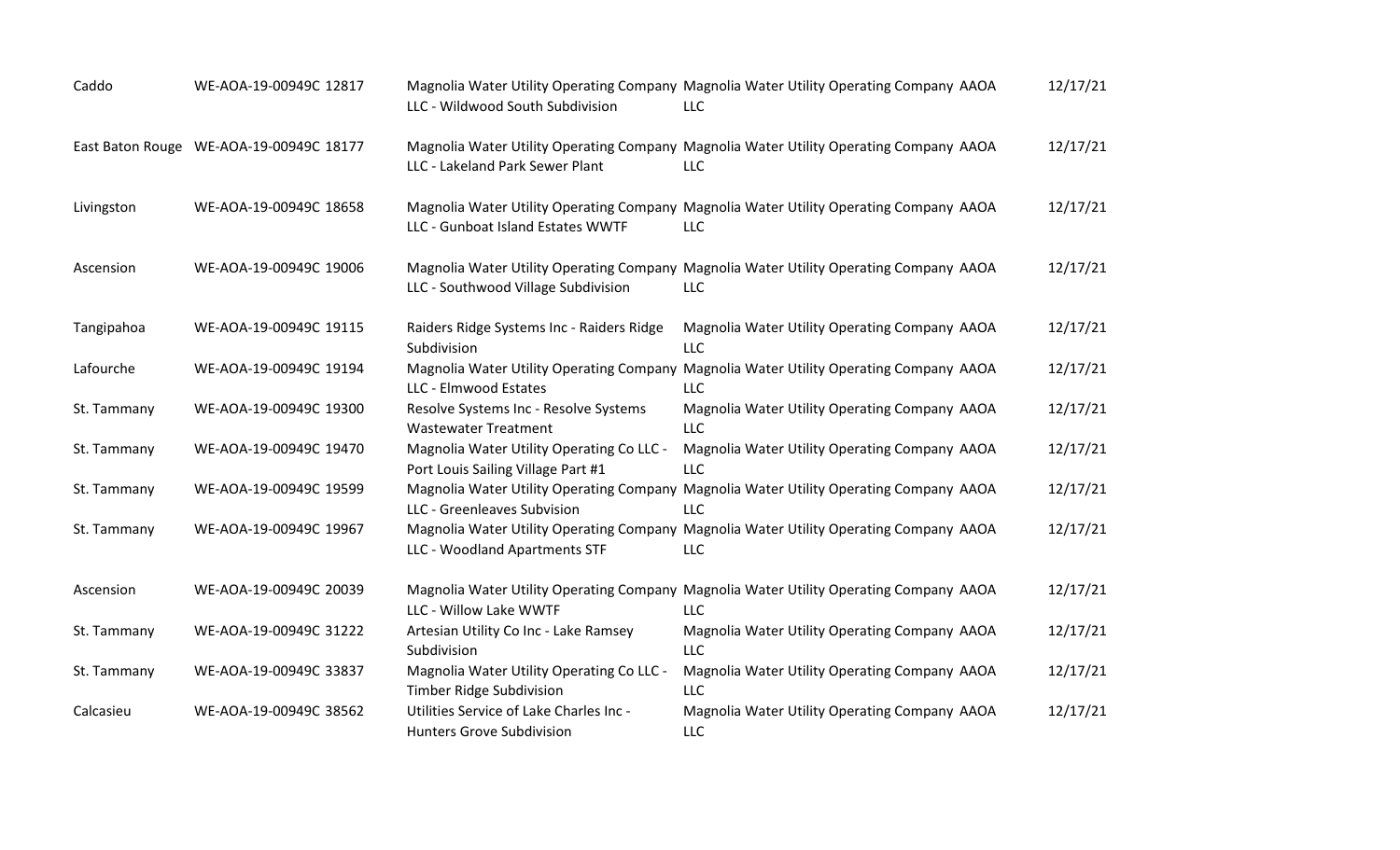| | | | | |
|---|---|---|---|---|
| Caddo | WE-AOA-19-00949C 12817 | Magnolia Water Utility Operating Company LLC - Wildwood South Subdivision | Magnolia Water Utility Operating Company LLC | AAOA | 12/17/21 |
| East Baton Rouge | WE-AOA-19-00949C 18177 | Magnolia Water Utility Operating Company LLC - Lakeland Park Sewer Plant | Magnolia Water Utility Operating Company LLC | AAOA | 12/17/21 |
| Livingston | WE-AOA-19-00949C 18658 | Magnolia Water Utility Operating Company LLC - Gunboat Island Estates WWTF | Magnolia Water Utility Operating Company LLC | AAOA | 12/17/21 |
| Ascension | WE-AOA-19-00949C 19006 | Magnolia Water Utility Operating Company LLC - Southwood Village Subdivision | Magnolia Water Utility Operating Company LLC | AAOA | 12/17/21 |
| Tangipahoa | WE-AOA-19-00949C 19115 | Raiders Ridge Systems Inc - Raiders Ridge Subdivision | Magnolia Water Utility Operating Company LLC | AAOA | 12/17/21 |
| Lafourche | WE-AOA-19-00949C 19194 | Magnolia Water Utility Operating Company LLC - Elmwood Estates | Magnolia Water Utility Operating Company LLC | AAOA | 12/17/21 |
| St. Tammany | WE-AOA-19-00949C 19300 | Resolve Systems Inc - Resolve Systems Wastewater Treatment | Magnolia Water Utility Operating Company LLC | AAOA | 12/17/21 |
| St. Tammany | WE-AOA-19-00949C 19470 | Magnolia Water Utility Operating Co LLC - Port Louis Sailing Village Part #1 | Magnolia Water Utility Operating Company LLC | AAOA | 12/17/21 |
| St. Tammany | WE-AOA-19-00949C 19599 | Magnolia Water Utility Operating Company LLC - Greenleaves Subvision | Magnolia Water Utility Operating Company LLC | AAOA | 12/17/21 |
| St. Tammany | WE-AOA-19-00949C 19967 | Magnolia Water Utility Operating Company LLC - Woodland Apartments STF | Magnolia Water Utility Operating Company LLC | AAOA | 12/17/21 |
| Ascension | WE-AOA-19-00949C 20039 | Magnolia Water Utility Operating Company LLC - Willow Lake WWTF | Magnolia Water Utility Operating Company LLC | AAOA | 12/17/21 |
| St. Tammany | WE-AOA-19-00949C 31222 | Artesian Utility Co Inc - Lake Ramsey Subdivision | Magnolia Water Utility Operating Company LLC | AAOA | 12/17/21 |
| St. Tammany | WE-AOA-19-00949C 33837 | Magnolia Water Utility Operating Co LLC - Timber Ridge Subdivision | Magnolia Water Utility Operating Company LLC | AAOA | 12/17/21 |
| Calcasieu | WE-AOA-19-00949C 38562 | Utilities Service of Lake Charles Inc - Hunters Grove Subdivision | Magnolia Water Utility Operating Company LLC | AAOA | 12/17/21 |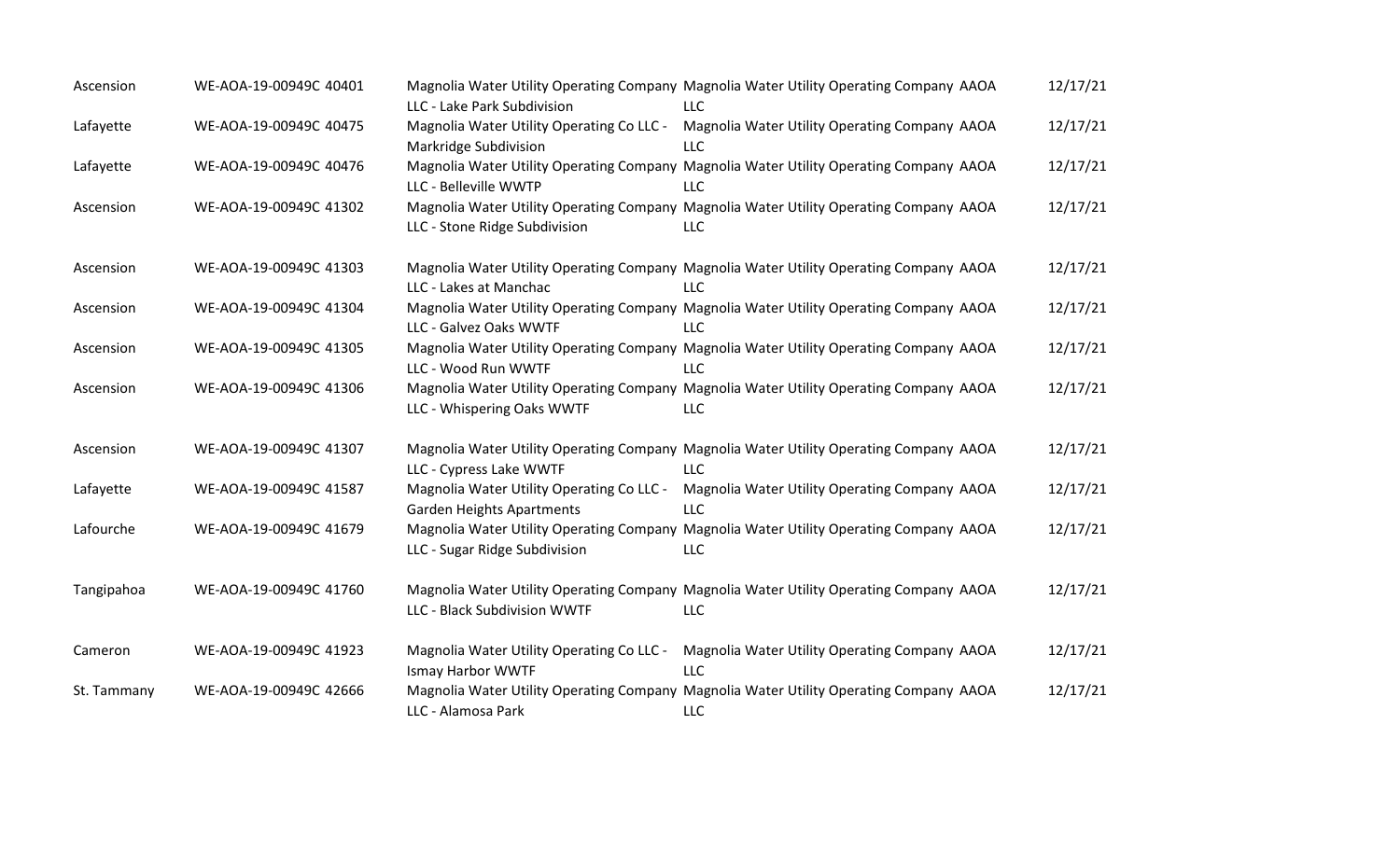| | | | | | |
|---|---|---|---|---|---|
| Ascension | WE-AOA-19-00949C 40401 | Magnolia Water Utility Operating Company LLC - Lake Park Subdivision | Magnolia Water Utility Operating Company LLC | AAOA | 12/17/21 |
| Lafayette | WE-AOA-19-00949C 40475 | Magnolia Water Utility Operating Co LLC - Markridge Subdivision | Magnolia Water Utility Operating Company LLC | AAOA | 12/17/21 |
| Lafayette | WE-AOA-19-00949C 40476 | Magnolia Water Utility Operating Company LLC - Belleville WWTP | Magnolia Water Utility Operating Company LLC | AAOA | 12/17/21 |
| Ascension | WE-AOA-19-00949C 41302 | Magnolia Water Utility Operating Company LLC - Stone Ridge Subdivision | Magnolia Water Utility Operating Company LLC | AAOA | 12/17/21 |
| Ascension | WE-AOA-19-00949C 41303 | Magnolia Water Utility Operating Company LLC - Lakes at Manchac | Magnolia Water Utility Operating Company LLC | AAOA | 12/17/21 |
| Ascension | WE-AOA-19-00949C 41304 | Magnolia Water Utility Operating Company LLC - Galvez Oaks WWTF | Magnolia Water Utility Operating Company LLC | AAOA | 12/17/21 |
| Ascension | WE-AOA-19-00949C 41305 | Magnolia Water Utility Operating Company LLC - Wood Run WWTF | Magnolia Water Utility Operating Company LLC | AAOA | 12/17/21 |
| Ascension | WE-AOA-19-00949C 41306 | Magnolia Water Utility Operating Company LLC - Whispering Oaks WWTF | Magnolia Water Utility Operating Company LLC | AAOA | 12/17/21 |
| Ascension | WE-AOA-19-00949C 41307 | Magnolia Water Utility Operating Company LLC - Cypress Lake WWTF | Magnolia Water Utility Operating Company LLC | AAOA | 12/17/21 |
| Lafayette | WE-AOA-19-00949C 41587 | Magnolia Water Utility Operating Co LLC - Garden Heights Apartments | Magnolia Water Utility Operating Company LLC | AAOA | 12/17/21 |
| Lafourche | WE-AOA-19-00949C 41679 | Magnolia Water Utility Operating Company LLC - Sugar Ridge Subdivision | Magnolia Water Utility Operating Company LLC | AAOA | 12/17/21 |
| Tangipahoa | WE-AOA-19-00949C 41760 | Magnolia Water Utility Operating Company LLC - Black Subdivision WWTF | Magnolia Water Utility Operating Company LLC | AAOA | 12/17/21 |
| Cameron | WE-AOA-19-00949C 41923 | Magnolia Water Utility Operating Co LLC - Ismay Harbor WWTF | Magnolia Water Utility Operating Company LLC | AAOA | 12/17/21 |
| St. Tammany | WE-AOA-19-00949C 42666 | Magnolia Water Utility Operating Company LLC - Alamosa Park | Magnolia Water Utility Operating Company LLC | AAOA | 12/17/21 |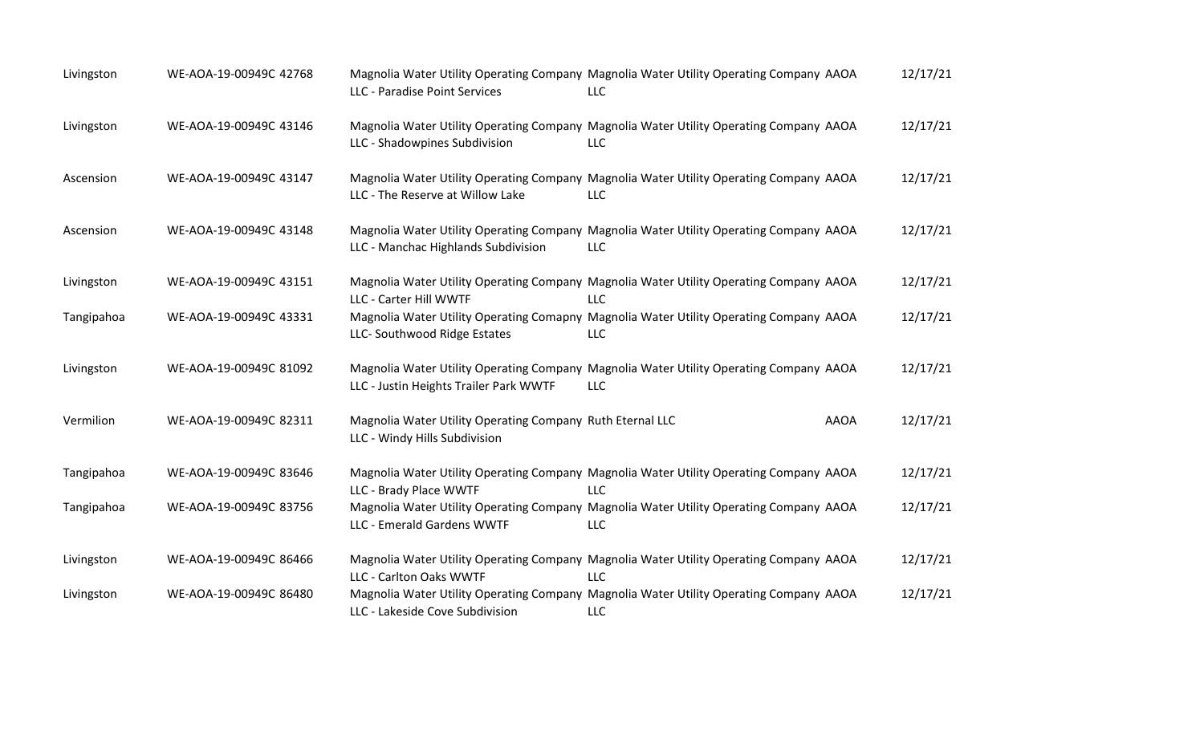| | | | | | |
|---|---|---|---|---|---|
| Livingston | WE-AOA-19-00949C 42768 | Magnolia Water Utility Operating Company LLC - Paradise Point Services | Magnolia Water Utility Operating Company LLC | AAOA | 12/17/21 |
| Livingston | WE-AOA-19-00949C 43146 | Magnolia Water Utility Operating Company LLC - Shadowpines Subdivision | Magnolia Water Utility Operating Company LLC | AAOA | 12/17/21 |
| Ascension | WE-AOA-19-00949C 43147 | Magnolia Water Utility Operating Company LLC - The Reserve at Willow Lake | Magnolia Water Utility Operating Company LLC | AAOA | 12/17/21 |
| Ascension | WE-AOA-19-00949C 43148 | Magnolia Water Utility Operating Company LLC - Manchac Highlands Subdivision | Magnolia Water Utility Operating Company LLC | AAOA | 12/17/21 |
| Livingston | WE-AOA-19-00949C 43151 | Magnolia Water Utility Operating Company LLC - Carter Hill WWTF | Magnolia Water Utility Operating Company LLC | AAOA | 12/17/21 |
| Tangipahoa | WE-AOA-19-00949C 43331 | Magnolia Water Utility Operating Comapny LLC- Southwood Ridge Estates | Magnolia Water Utility Operating Company LLC | AAOA | 12/17/21 |
| Livingston | WE-AOA-19-00949C 81092 | Magnolia Water Utility Operating Company LLC - Justin Heights Trailer Park WWTF | Magnolia Water Utility Operating Company LLC | AAOA | 12/17/21 |
| Vermilion | WE-AOA-19-00949C 82311 | Magnolia Water Utility Operating Company LLC - Windy Hills Subdivision | Ruth Eternal LLC | AAOA | 12/17/21 |
| Tangipahoa | WE-AOA-19-00949C 83646 | Magnolia Water Utility Operating Company LLC - Brady Place WWTF | Magnolia Water Utility Operating Company LLC | AAOA | 12/17/21 |
| Tangipahoa | WE-AOA-19-00949C 83756 | Magnolia Water Utility Operating Company LLC - Emerald Gardens WWTF | Magnolia Water Utility Operating Company LLC | AAOA | 12/17/21 |
| Livingston | WE-AOA-19-00949C 86466 | Magnolia Water Utility Operating Company LLC - Carlton Oaks WWTF | Magnolia Water Utility Operating Company LLC | AAOA | 12/17/21 |
| Livingston | WE-AOA-19-00949C 86480 | Magnolia Water Utility Operating Company LLC - Lakeside Cove Subdivision | Magnolia Water Utility Operating Company LLC | AAOA | 12/17/21 |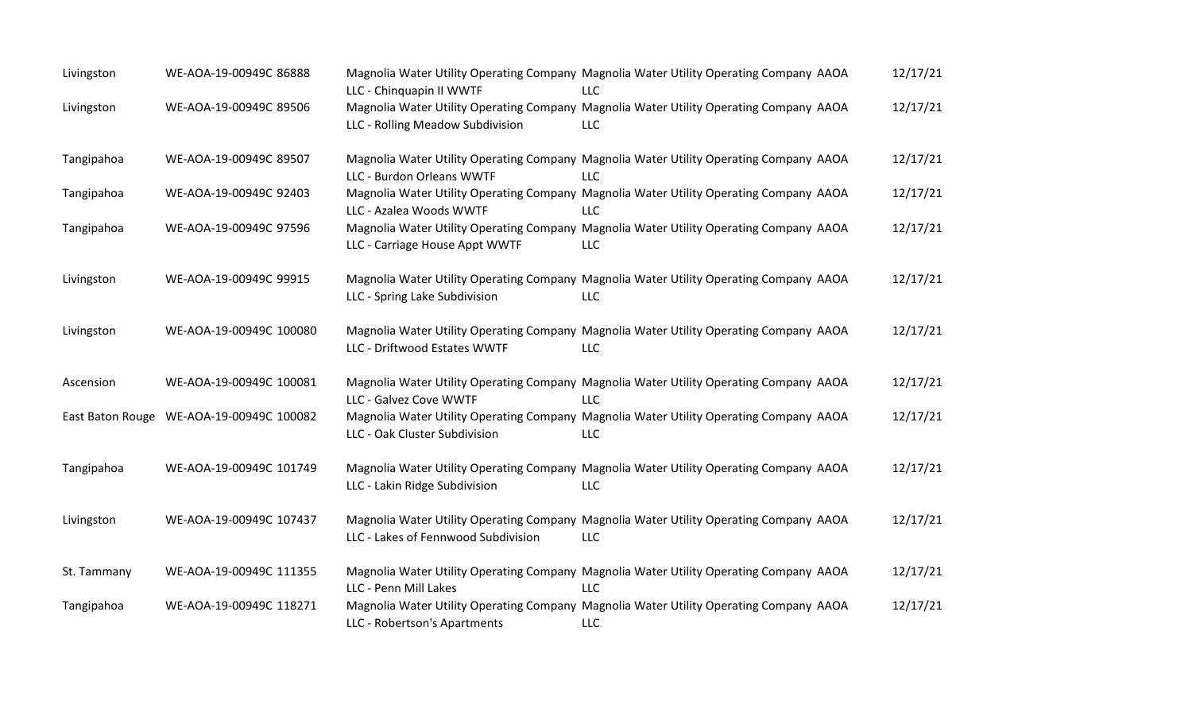| | | | | | |
|---|---|---|---|---|---|
| Livingston | WE-AOA-19-00949C 86888 | Magnolia Water Utility Operating Company LLC - Chinquapin II WWTF | Magnolia Water Utility Operating Company LLC | AAOA | 12/17/21 |
| Livingston | WE-AOA-19-00949C 89506 | Magnolia Water Utility Operating Company LLC - Rolling Meadow Subdivision | Magnolia Water Utility Operating Company LLC | AAOA | 12/17/21 |
| Tangipahoa | WE-AOA-19-00949C 89507 | Magnolia Water Utility Operating Company LLC - Burdon Orleans WWTF | Magnolia Water Utility Operating Company LLC | AAOA | 12/17/21 |
| Tangipahoa | WE-AOA-19-00949C 92403 | Magnolia Water Utility Operating Company LLC - Azalea Woods WWTF | Magnolia Water Utility Operating Company LLC | AAOA | 12/17/21 |
| Tangipahoa | WE-AOA-19-00949C 97596 | Magnolia Water Utility Operating Company LLC - Carriage House Appt WWTF | Magnolia Water Utility Operating Company LLC | AAOA | 12/17/21 |
| Livingston | WE-AOA-19-00949C 99915 | Magnolia Water Utility Operating Company LLC - Spring Lake Subdivision | Magnolia Water Utility Operating Company LLC | AAOA | 12/17/21 |
| Livingston | WE-AOA-19-00949C 100080 | Magnolia Water Utility Operating Company LLC - Driftwood Estates WWTF | Magnolia Water Utility Operating Company LLC | AAOA | 12/17/21 |
| Ascension | WE-AOA-19-00949C 100081 | Magnolia Water Utility Operating Company LLC - Galvez Cove WWTF | Magnolia Water Utility Operating Company LLC | AAOA | 12/17/21 |
| East Baton Rouge | WE-AOA-19-00949C 100082 | Magnolia Water Utility Operating Company LLC - Oak Cluster Subdivision | Magnolia Water Utility Operating Company LLC | AAOA | 12/17/21 |
| Tangipahoa | WE-AOA-19-00949C 101749 | Magnolia Water Utility Operating Company LLC - Lakin Ridge Subdivision | Magnolia Water Utility Operating Company LLC | AAOA | 12/17/21 |
| Livingston | WE-AOA-19-00949C 107437 | Magnolia Water Utility Operating Company LLC - Lakes of Fennwood Subdivision | Magnolia Water Utility Operating Company LLC | AAOA | 12/17/21 |
| St. Tammany | WE-AOA-19-00949C 111355 | Magnolia Water Utility Operating Company LLC - Penn Mill Lakes | Magnolia Water Utility Operating Company LLC | AAOA | 12/17/21 |
| Tangipahoa | WE-AOA-19-00949C 118271 | Magnolia Water Utility Operating Company LLC - Robertson's Apartments | Magnolia Water Utility Operating Company LLC | AAOA | 12/17/21 |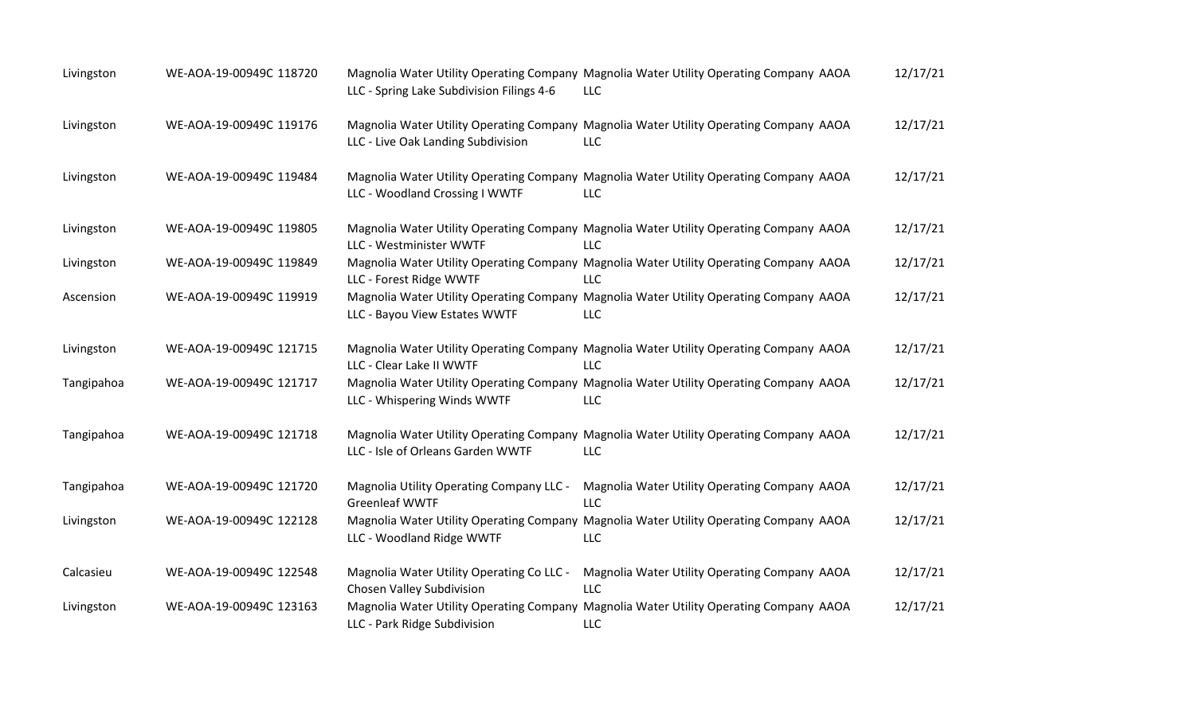| | | | | | |
|---|---|---|---|---|---|
| Livingston | WE-AOA-19-00949C | 118720 | Magnolia Water Utility Operating Company LLC - Spring Lake Subdivision Filings 4-6 | Magnolia Water Utility Operating Company LLC | AAOA | 12/17/21 |
| Livingston | WE-AOA-19-00949C | 119176 | Magnolia Water Utility Operating Company LLC - Live Oak Landing Subdivision | Magnolia Water Utility Operating Company LLC | AAOA | 12/17/21 |
| Livingston | WE-AOA-19-00949C | 119484 | Magnolia Water Utility Operating Company LLC - Woodland Crossing I WWTF | Magnolia Water Utility Operating Company LLC | AAOA | 12/17/21 |
| Livingston | WE-AOA-19-00949C | 119805 | Magnolia Water Utility Operating Company LLC - Westminister WWTF | Magnolia Water Utility Operating Company LLC | AAOA | 12/17/21 |
| Livingston | WE-AOA-19-00949C | 119849 | Magnolia Water Utility Operating Company LLC - Forest Ridge WWTF | Magnolia Water Utility Operating Company LLC | AAOA | 12/17/21 |
| Ascension | WE-AOA-19-00949C | 119919 | Magnolia Water Utility Operating Company LLC - Bayou View Estates WWTF | Magnolia Water Utility Operating Company LLC | AAOA | 12/17/21 |
| Livingston | WE-AOA-19-00949C | 121715 | Magnolia Water Utility Operating Company LLC - Clear Lake II WWTF | Magnolia Water Utility Operating Company LLC | AAOA | 12/17/21 |
| Tangipahoa | WE-AOA-19-00949C | 121717 | Magnolia Water Utility Operating Company LLC - Whispering Winds WWTF | Magnolia Water Utility Operating Company LLC | AAOA | 12/17/21 |
| Tangipahoa | WE-AOA-19-00949C | 121718 | Magnolia Water Utility Operating Company LLC - Isle of Orleans Garden WWTF | Magnolia Water Utility Operating Company LLC | AAOA | 12/17/21 |
| Tangipahoa | WE-AOA-19-00949C | 121720 | Magnolia Utility Operating Company LLC - Greenleaf WWTF | Magnolia Water Utility Operating Company LLC | AAOA | 12/17/21 |
| Livingston | WE-AOA-19-00949C | 122128 | Magnolia Water Utility Operating Company LLC - Woodland Ridge WWTF | Magnolia Water Utility Operating Company LLC | AAOA | 12/17/21 |
| Calcasieu | WE-AOA-19-00949C | 122548 | Magnolia Water Utility Operating Co LLC - Chosen Valley Subdivision | Magnolia Water Utility Operating Company LLC | AAOA | 12/17/21 |
| Livingston | WE-AOA-19-00949C | 123163 | Magnolia Water Utility Operating Company LLC - Park Ridge Subdivision | Magnolia Water Utility Operating Company LLC | AAOA | 12/17/21 |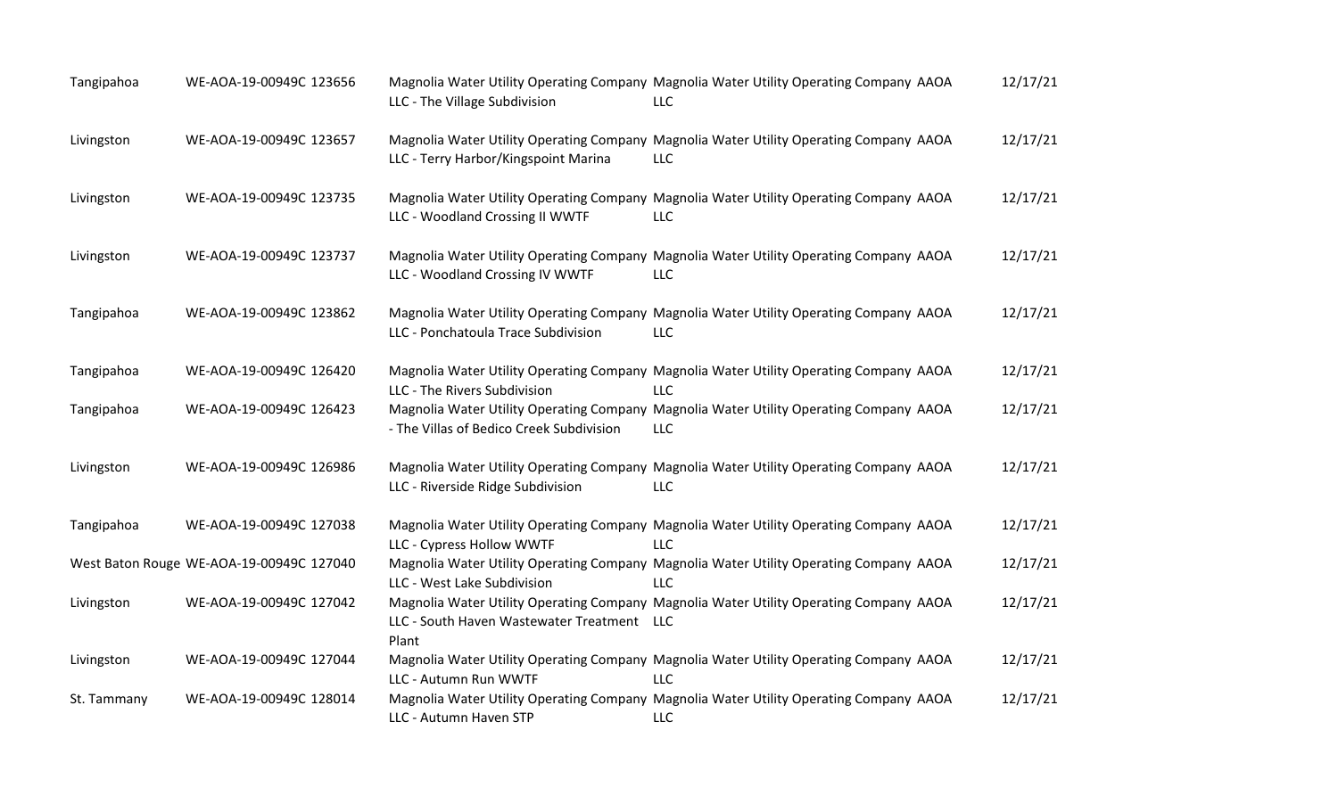| | | | | | |
|---|---|---|---|---|---|
| Tangipahoa | WE-AOA-19-00949C 123656 | Magnolia Water Utility Operating Company LLC - The Village Subdivision | Magnolia Water Utility Operating Company LLC | AAOA | 12/17/21 |
| Livingston | WE-AOA-19-00949C 123657 | Magnolia Water Utility Operating Company LLC - Terry Harbor/Kingspoint Marina | Magnolia Water Utility Operating Company LLC | AAOA | 12/17/21 |
| Livingston | WE-AOA-19-00949C 123735 | Magnolia Water Utility Operating Company LLC - Woodland Crossing II WWTF | Magnolia Water Utility Operating Company LLC | AAOA | 12/17/21 |
| Livingston | WE-AOA-19-00949C 123737 | Magnolia Water Utility Operating Company LLC - Woodland Crossing IV WWTF | Magnolia Water Utility Operating Company LLC | AAOA | 12/17/21 |
| Tangipahoa | WE-AOA-19-00949C 123862 | Magnolia Water Utility Operating Company LLC - Ponchatoula Trace Subdivision | Magnolia Water Utility Operating Company LLC | AAOA | 12/17/21 |
| Tangipahoa | WE-AOA-19-00949C 126420 | Magnolia Water Utility Operating Company LLC - The Rivers Subdivision | Magnolia Water Utility Operating Company LLC | AAOA | 12/17/21 |
| Tangipahoa | WE-AOA-19-00949C 126423 | Magnolia Water Utility Operating Company - The Villas of Bedico Creek Subdivision | Magnolia Water Utility Operating Company LLC | AAOA | 12/17/21 |
| Livingston | WE-AOA-19-00949C 126986 | Magnolia Water Utility Operating Company LLC - Riverside Ridge Subdivision | Magnolia Water Utility Operating Company LLC | AAOA | 12/17/21 |
| Tangipahoa | WE-AOA-19-00949C 127038 | Magnolia Water Utility Operating Company LLC - Cypress Hollow WWTF | Magnolia Water Utility Operating Company LLC | AAOA | 12/17/21 |
| West Baton Rouge | WE-AOA-19-00949C 127040 | Magnolia Water Utility Operating Company LLC - West Lake Subdivision | Magnolia Water Utility Operating Company LLC | AAOA | 12/17/21 |
| Livingston | WE-AOA-19-00949C 127042 | Magnolia Water Utility Operating Company LLC - South Haven Wastewater Treatment Plant | Magnolia Water Utility Operating Company LLC | AAOA | 12/17/21 |
| Livingston | WE-AOA-19-00949C 127044 | Magnolia Water Utility Operating Company LLC - Autumn Run WWTF | Magnolia Water Utility Operating Company LLC | AAOA | 12/17/21 |
| St. Tammany | WE-AOA-19-00949C 128014 | Magnolia Water Utility Operating Company LLC - Autumn Haven STP | Magnolia Water Utility Operating Company LLC | AAOA | 12/17/21 |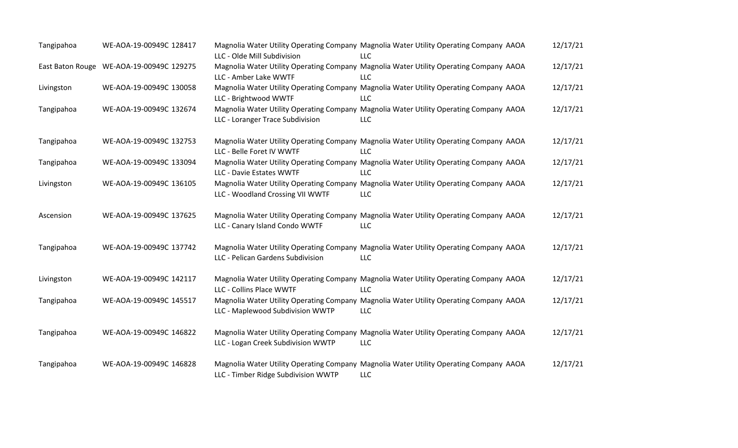| | | | | | |
|---|---|---|---|---|---|
| Tangipahoa | WE-AOA-19-00949C 128417 | Magnolia Water Utility Operating Company LLC - Olde Mill Subdivision | Magnolia Water Utility Operating Company LLC | AAOA | 12/17/21 |
| East Baton Rouge | WE-AOA-19-00949C 129275 | Magnolia Water Utility Operating Company LLC - Amber Lake WWTF | Magnolia Water Utility Operating Company LLC | AAOA | 12/17/21 |
| Livingston | WE-AOA-19-00949C 130058 | Magnolia Water Utility Operating Company LLC - Brightwood WWTF | Magnolia Water Utility Operating Company LLC | AAOA | 12/17/21 |
| Tangipahoa | WE-AOA-19-00949C 132674 | Magnolia Water Utility Operating Company LLC - Loranger Trace Subdivision | Magnolia Water Utility Operating Company LLC | AAOA | 12/17/21 |
| Tangipahoa | WE-AOA-19-00949C 132753 | Magnolia Water Utility Operating Company LLC - Belle Foret IV WWTF | Magnolia Water Utility Operating Company LLC | AAOA | 12/17/21 |
| Tangipahoa | WE-AOA-19-00949C 133094 | Magnolia Water Utility Operating Company LLC - Davie Estates WWTF | Magnolia Water Utility Operating Company LLC | AAOA | 12/17/21 |
| Livingston | WE-AOA-19-00949C 136105 | Magnolia Water Utility Operating Company LLC - Woodland Crossing VII WWTF | Magnolia Water Utility Operating Company LLC | AAOA | 12/17/21 |
| Ascension | WE-AOA-19-00949C 137625 | Magnolia Water Utility Operating Company LLC - Canary Island Condo WWTF | Magnolia Water Utility Operating Company LLC | AAOA | 12/17/21 |
| Tangipahoa | WE-AOA-19-00949C 137742 | Magnolia Water Utility Operating Company LLC - Pelican Gardens Subdivision | Magnolia Water Utility Operating Company LLC | AAOA | 12/17/21 |
| Livingston | WE-AOA-19-00949C 142117 | Magnolia Water Utility Operating Company LLC - Collins Place WWTF | Magnolia Water Utility Operating Company LLC | AAOA | 12/17/21 |
| Tangipahoa | WE-AOA-19-00949C 145517 | Magnolia Water Utility Operating Company LLC - Maplewood Subdivision WWTP | Magnolia Water Utility Operating Company LLC | AAOA | 12/17/21 |
| Tangipahoa | WE-AOA-19-00949C 146822 | Magnolia Water Utility Operating Company LLC - Logan Creek Subdivision WWTP | Magnolia Water Utility Operating Company LLC | AAOA | 12/17/21 |
| Tangipahoa | WE-AOA-19-00949C 146828 | Magnolia Water Utility Operating Company LLC - Timber Ridge Subdivision WWTP | Magnolia Water Utility Operating Company LLC | AAOA | 12/17/21 |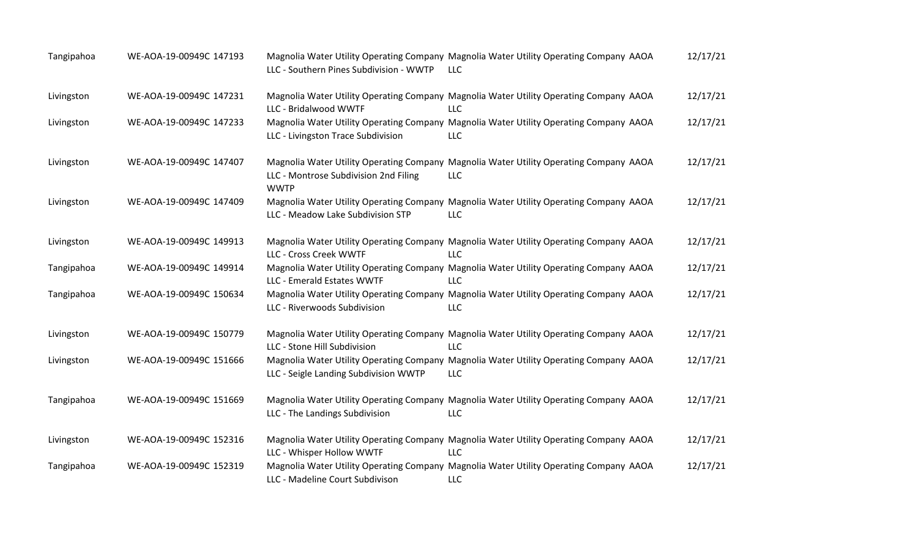| | | | | | |
|---|---|---|---|---|---|
| Tangipahoa | WE-AOA-19-00949C 147193 | Magnolia Water Utility Operating Company LLC - Southern Pines Subdivision - WWTP | Magnolia Water Utility Operating Company LLC | AAOA | 12/17/21 |
| Livingston | WE-AOA-19-00949C 147231 | Magnolia Water Utility Operating Company LLC - Bridalwood WWTF | Magnolia Water Utility Operating Company LLC | AAOA | 12/17/21 |
| Livingston | WE-AOA-19-00949C 147233 | Magnolia Water Utility Operating Company LLC - Livingston Trace Subdivision | Magnolia Water Utility Operating Company LLC | AAOA | 12/17/21 |
| Livingston | WE-AOA-19-00949C 147407 | Magnolia Water Utility Operating Company LLC - Montrose Subdivision 2nd Filing WWTP | Magnolia Water Utility Operating Company LLC | AAOA | 12/17/21 |
| Livingston | WE-AOA-19-00949C 147409 | Magnolia Water Utility Operating Company LLC - Meadow Lake Subdivision STP | Magnolia Water Utility Operating Company LLC | AAOA | 12/17/21 |
| Livingston | WE-AOA-19-00949C 149913 | Magnolia Water Utility Operating Company LLC - Cross Creek WWTF | Magnolia Water Utility Operating Company LLC | AAOA | 12/17/21 |
| Tangipahoa | WE-AOA-19-00949C 149914 | Magnolia Water Utility Operating Company LLC - Emerald Estates WWTF | Magnolia Water Utility Operating Company LLC | AAOA | 12/17/21 |
| Tangipahoa | WE-AOA-19-00949C 150634 | Magnolia Water Utility Operating Company LLC - Riverwoods Subdivision | Magnolia Water Utility Operating Company LLC | AAOA | 12/17/21 |
| Livingston | WE-AOA-19-00949C 150779 | Magnolia Water Utility Operating Company LLC - Stone Hill Subdivision | Magnolia Water Utility Operating Company LLC | AAOA | 12/17/21 |
| Livingston | WE-AOA-19-00949C 151666 | Magnolia Water Utility Operating Company LLC - Seigle Landing Subdivision WWTP | Magnolia Water Utility Operating Company LLC | AAOA | 12/17/21 |
| Tangipahoa | WE-AOA-19-00949C 151669 | Magnolia Water Utility Operating Company LLC - The Landings Subdivision | Magnolia Water Utility Operating Company LLC | AAOA | 12/17/21 |
| Livingston | WE-AOA-19-00949C 152316 | Magnolia Water Utility Operating Company LLC - Whisper Hollow WWTF | Magnolia Water Utility Operating Company LLC | AAOA | 12/17/21 |
| Tangipahoa | WE-AOA-19-00949C 152319 | Magnolia Water Utility Operating Company LLC - Madeline Court Subdivison | Magnolia Water Utility Operating Company LLC | AAOA | 12/17/21 |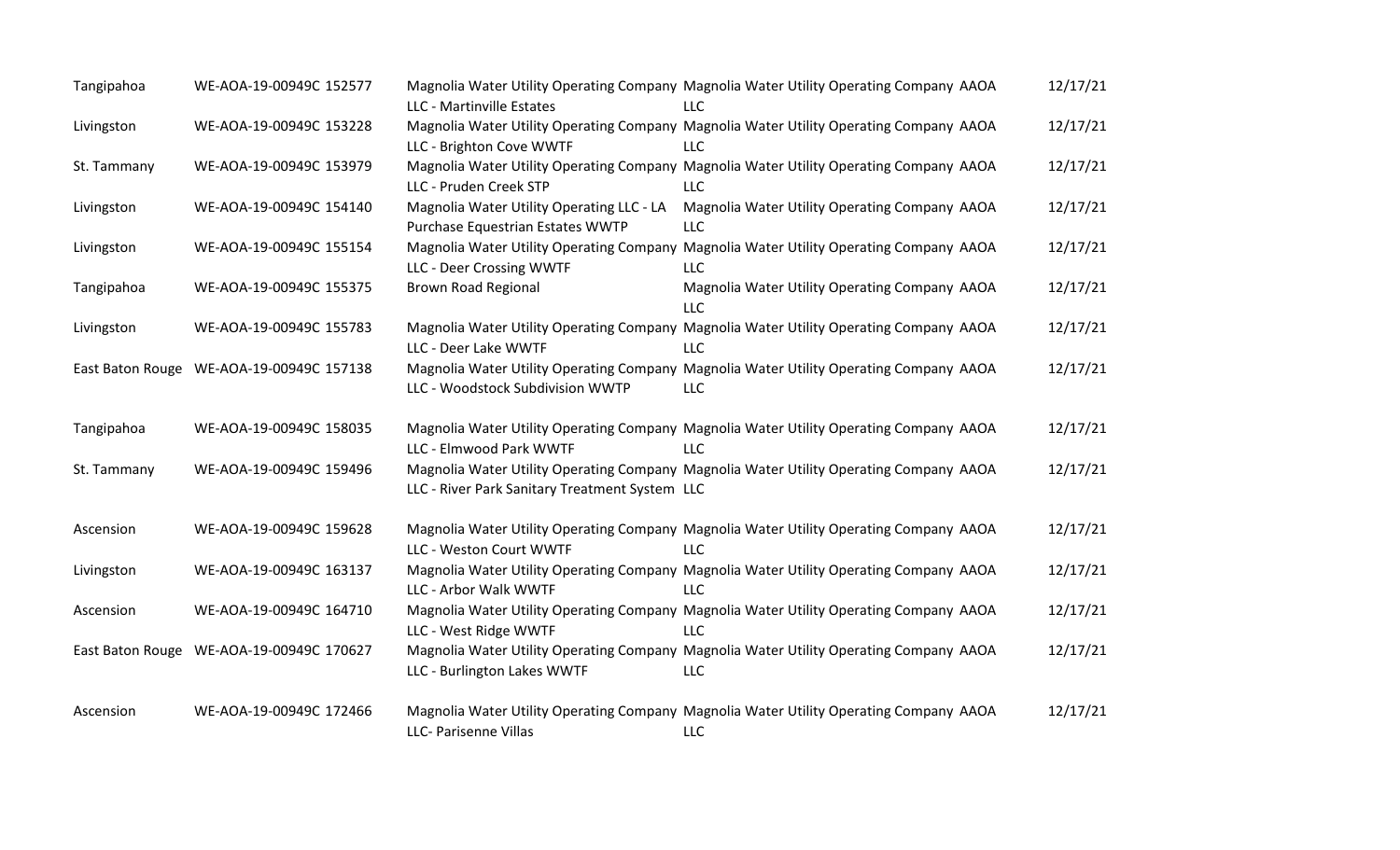| | | | | | |
|---|---|---|---|---|---|
| Tangipahoa | WE-AOA-19-00949C 152577 | Magnolia Water Utility Operating Company LLC - Martinville Estates | Magnolia Water Utility Operating Company LLC | AAOA | 12/17/21 |
| Livingston | WE-AOA-19-00949C 153228 | Magnolia Water Utility Operating Company LLC - Brighton Cove WWTF | Magnolia Water Utility Operating Company LLC | AAOA | 12/17/21 |
| St. Tammany | WE-AOA-19-00949C 153979 | Magnolia Water Utility Operating Company LLC - Pruden Creek STP | Magnolia Water Utility Operating Company LLC | AAOA | 12/17/21 |
| Livingston | WE-AOA-19-00949C 154140 | Magnolia Water Utility Operating LLC - LA Purchase Equestrian Estates WWTP | Magnolia Water Utility Operating Company LLC | AAOA | 12/17/21 |
| Livingston | WE-AOA-19-00949C 155154 | Magnolia Water Utility Operating Company LLC - Deer Crossing WWTF | Magnolia Water Utility Operating Company LLC | AAOA | 12/17/21 |
| Tangipahoa | WE-AOA-19-00949C 155375 | Brown Road Regional | Magnolia Water Utility Operating Company LLC | AAOA | 12/17/21 |
| Livingston | WE-AOA-19-00949C 155783 | Magnolia Water Utility Operating Company LLC - Deer Lake WWTF | Magnolia Water Utility Operating Company LLC | AAOA | 12/17/21 |
| East Baton Rouge | WE-AOA-19-00949C 157138 | Magnolia Water Utility Operating Company LLC - Woodstock Subdivision WWTP | Magnolia Water Utility Operating Company LLC | AAOA | 12/17/21 |
| Tangipahoa | WE-AOA-19-00949C 158035 | Magnolia Water Utility Operating Company LLC - Elmwood Park WWTF | Magnolia Water Utility Operating Company LLC | AAOA | 12/17/21 |
| St. Tammany | WE-AOA-19-00949C 159496 | Magnolia Water Utility Operating Company LLC - River Park Sanitary Treatment System | Magnolia Water Utility Operating Company LLC | AAOA | 12/17/21 |
| Ascension | WE-AOA-19-00949C 159628 | Magnolia Water Utility Operating Company LLC - Weston Court WWTF | Magnolia Water Utility Operating Company LLC | AAOA | 12/17/21 |
| Livingston | WE-AOA-19-00949C 163137 | Magnolia Water Utility Operating Company LLC - Arbor Walk WWTF | Magnolia Water Utility Operating Company LLC | AAOA | 12/17/21 |
| Ascension | WE-AOA-19-00949C 164710 | Magnolia Water Utility Operating Company LLC - West Ridge WWTF | Magnolia Water Utility Operating Company LLC | AAOA | 12/17/21 |
| East Baton Rouge | WE-AOA-19-00949C 170627 | Magnolia Water Utility Operating Company LLC - Burlington Lakes WWTF | Magnolia Water Utility Operating Company LLC | AAOA | 12/17/21 |
| Ascension | WE-AOA-19-00949C 172466 | Magnolia Water Utility Operating Company LLC- Parisenne Villas | Magnolia Water Utility Operating Company LLC | AAOA | 12/17/21 |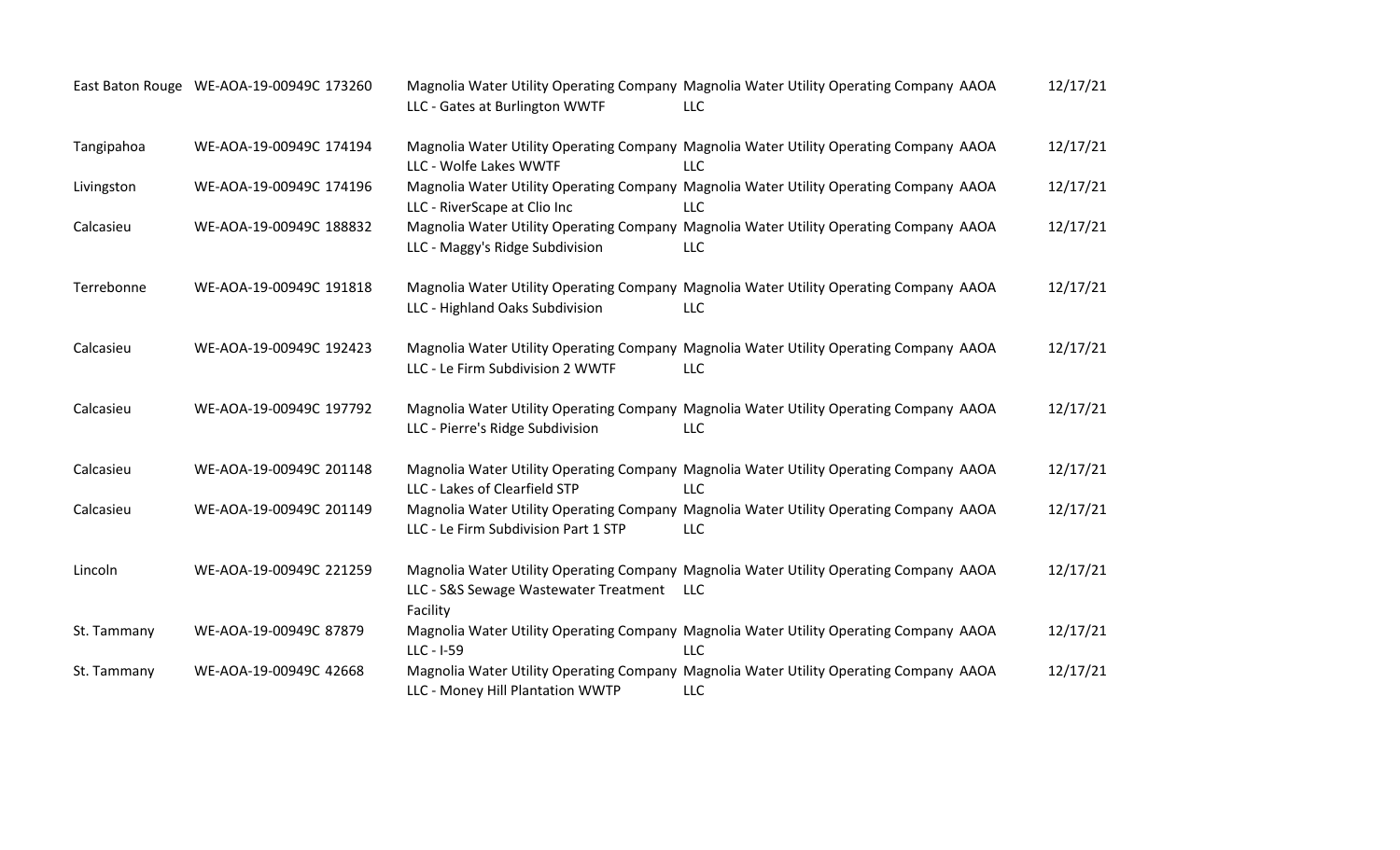| | | | | | |
|---|---|---|---|---|---|
| East Baton Rouge | WE-AOA-19-00949C 173260 | Magnolia Water Utility Operating Company LLC - Gates at Burlington WWTF | Magnolia Water Utility Operating Company LLC | AAOA | 12/17/21 |
| Tangipahoa | WE-AOA-19-00949C 174194 | Magnolia Water Utility Operating Company LLC - Wolfe Lakes WWTF | Magnolia Water Utility Operating Company LLC | AAOA | 12/17/21 |
| Livingston | WE-AOA-19-00949C 174196 | Magnolia Water Utility Operating Company LLC - RiverScape at Clio Inc | Magnolia Water Utility Operating Company LLC | AAOA | 12/17/21 |
| Calcasieu | WE-AOA-19-00949C 188832 | Magnolia Water Utility Operating Company LLC - Maggy's Ridge Subdivision | Magnolia Water Utility Operating Company LLC | AAOA | 12/17/21 |
| Terrebonne | WE-AOA-19-00949C 191818 | Magnolia Water Utility Operating Company LLC - Highland Oaks Subdivision | Magnolia Water Utility Operating Company LLC | AAOA | 12/17/21 |
| Calcasieu | WE-AOA-19-00949C 192423 | Magnolia Water Utility Operating Company LLC - Le Firm Subdivision 2 WWTF | Magnolia Water Utility Operating Company LLC | AAOA | 12/17/21 |
| Calcasieu | WE-AOA-19-00949C 197792 | Magnolia Water Utility Operating Company LLC - Pierre's Ridge Subdivision | Magnolia Water Utility Operating Company LLC | AAOA | 12/17/21 |
| Calcasieu | WE-AOA-19-00949C 201148 | Magnolia Water Utility Operating Company LLC - Lakes of Clearfield STP | Magnolia Water Utility Operating Company LLC | AAOA | 12/17/21 |
| Calcasieu | WE-AOA-19-00949C 201149 | Magnolia Water Utility Operating Company LLC - Le Firm Subdivision Part 1 STP | Magnolia Water Utility Operating Company LLC | AAOA | 12/17/21 |
| Lincoln | WE-AOA-19-00949C 221259 | Magnolia Water Utility Operating Company LLC - S&S Sewage Wastewater Treatment Facility | Magnolia Water Utility Operating Company LLC | AAOA | 12/17/21 |
| St. Tammany | WE-AOA-19-00949C 87879 | Magnolia Water Utility Operating Company LLC - I-59 | Magnolia Water Utility Operating Company LLC | AAOA | 12/17/21 |
| St. Tammany | WE-AOA-19-00949C 42668 | Magnolia Water Utility Operating Company LLC - Money Hill Plantation WWTP | Magnolia Water Utility Operating Company LLC | AAOA | 12/17/21 |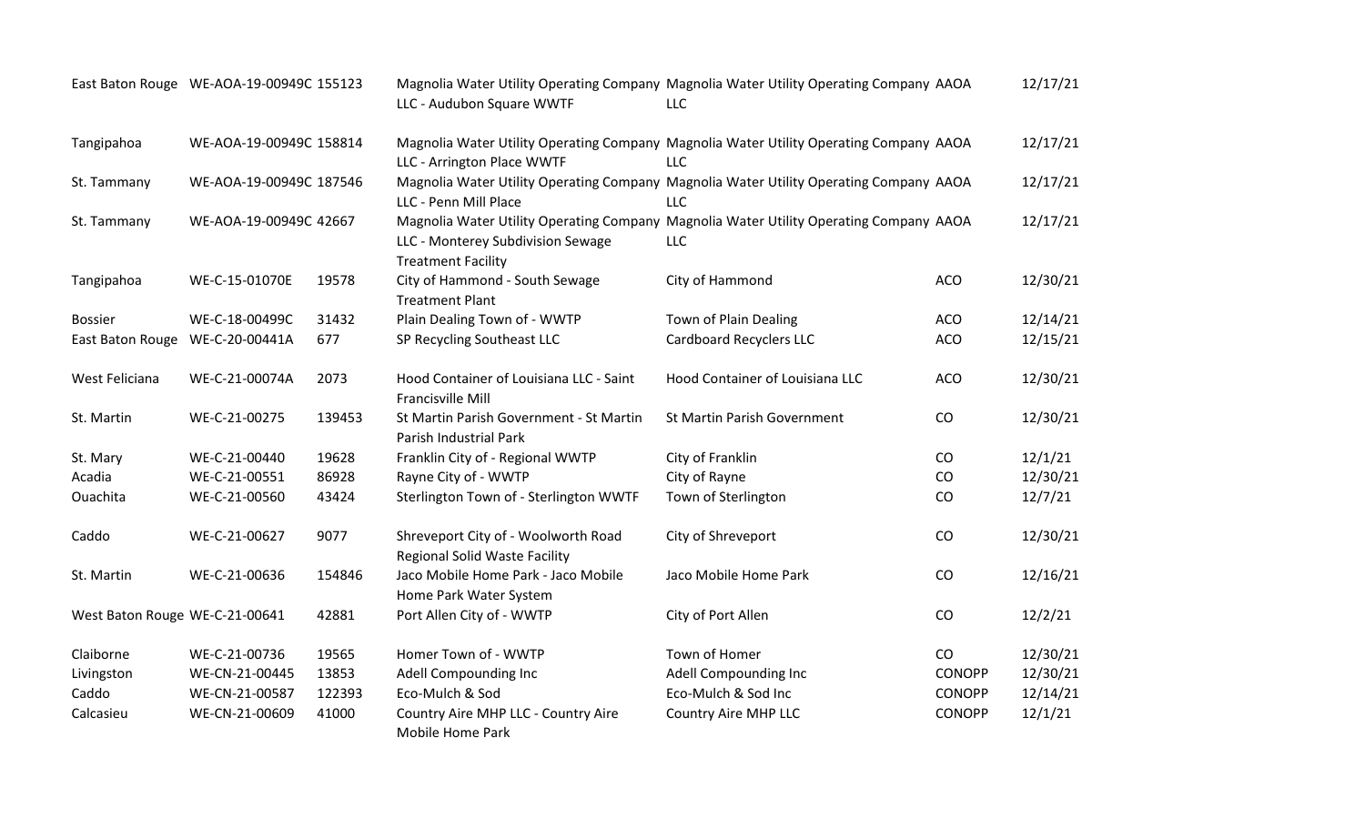| | | | | | | |
|---|---|---|---|---|---|---|
| East Baton Rouge | WE-AOA-19-00949C | 155123 | Magnolia Water Utility Operating Company LLC - Audubon Square WWTF | Magnolia Water Utility Operating Company LLC | AAOA | 12/17/21 |
| Tangipahoa | WE-AOA-19-00949C | 158814 | Magnolia Water Utility Operating Company LLC - Arrington Place WWTF | Magnolia Water Utility Operating Company LLC | AAOA | 12/17/21 |
| St. Tammany | WE-AOA-19-00949C | 187546 | Magnolia Water Utility Operating Company LLC - Penn Mill Place | Magnolia Water Utility Operating Company LLC | AAOA | 12/17/21 |
| St. Tammany | WE-AOA-19-00949C | 42667 | Magnolia Water Utility Operating Company LLC - Monterey Subdivision Sewage Treatment Facility | Magnolia Water Utility Operating Company LLC | AAOA | 12/17/21 |
| Tangipahoa | WE-C-15-01070E | 19578 | City of Hammond - South Sewage Treatment Plant | City of Hammond | ACO | 12/30/21 |
| Bossier | WE-C-18-00499C | 31432 | Plain Dealing Town of - WWTP | Town of Plain Dealing | ACO | 12/14/21 |
| East Baton Rouge | WE-C-20-00441A | 677 | SP Recycling Southeast LLC | Cardboard Recyclers LLC | ACO | 12/15/21 |
| West Feliciana | WE-C-21-00074A | 2073 | Hood Container of Louisiana LLC - Saint Francisville Mill | Hood Container of Louisiana LLC | ACO | 12/30/21 |
| St. Martin | WE-C-21-00275 | 139453 | St Martin Parish Government - St Martin Parish Industrial Park | St Martin Parish Government | CO | 12/30/21 |
| St. Mary | WE-C-21-00440 | 19628 | Franklin City of - Regional WWTP | City of Franklin | CO | 12/1/21 |
| Acadia | WE-C-21-00551 | 86928 | Rayne City of - WWTP | City of Rayne | CO | 12/30/21 |
| Ouachita | WE-C-21-00560 | 43424 | Sterlington Town of - Sterlington WWTF | Town of Sterlington | CO | 12/7/21 |
| Caddo | WE-C-21-00627 | 9077 | Shreveport City of - Woolworth Road Regional Solid Waste Facility | City of Shreveport | CO | 12/30/21 |
| St. Martin | WE-C-21-00636 | 154846 | Jaco Mobile Home Park - Jaco Mobile Home Park Water System | Jaco Mobile Home Park | CO | 12/16/21 |
| West Baton Rouge | WE-C-21-00641 | 42881 | Port Allen City of - WWTP | City of Port Allen | CO | 12/2/21 |
| Claiborne | WE-C-21-00736 | 19565 | Homer Town of - WWTP | Town of Homer | CO | 12/30/21 |
| Livingston | WE-CN-21-00445 | 13853 | Adell Compounding Inc | Adell Compounding Inc | CONOPP | 12/30/21 |
| Caddo | WE-CN-21-00587 | 122393 | Eco-Mulch & Sod | Eco-Mulch & Sod Inc | CONOPP | 12/14/21 |
| Calcasieu | WE-CN-21-00609 | 41000 | Country Aire MHP LLC - Country Aire Mobile Home Park | Country Aire MHP LLC | CONOPP | 12/1/21 |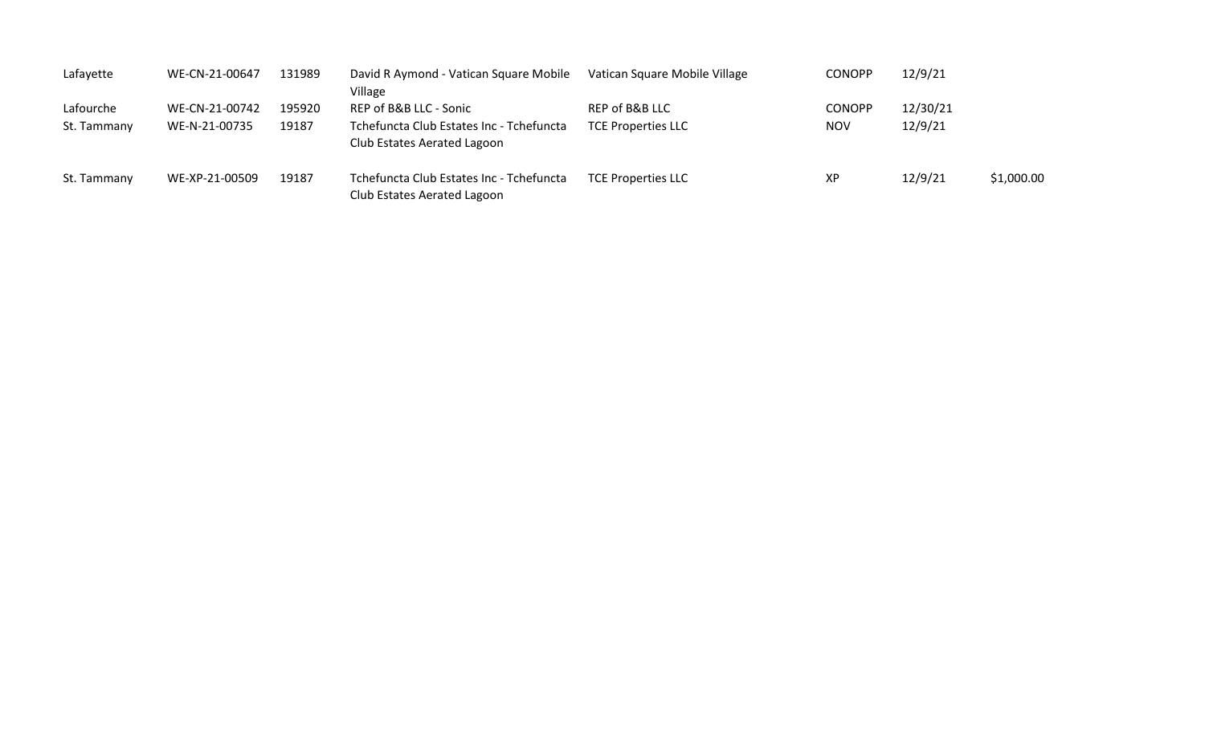| | | | | | | | |
|---|---|---|---|---|---|---|---|
| Lafayette | WE-CN-21-00647 | 131989 | David R Aymond - Vatican Square Mobile Village | Vatican Square Mobile Village | CONOPP | 12/9/21 | |
| Lafourche | WE-CN-21-00742 | 195920 | REP of B&B LLC - Sonic | REP of B&B LLC | CONOPP | 12/30/21 | |
| St. Tammany | WE-N-21-00735 | 19187 | Tchefuncta Club Estates Inc - Tchefuncta Club Estates Aerated Lagoon | TCE Properties LLC | NOV | 12/9/21 | |
| St. Tammany | WE-XP-21-00509 | 19187 | Tchefuncta Club Estates Inc - Tchefuncta Club Estates Aerated Lagoon | TCE Properties LLC | XP | 12/9/21 | $1,000.00 |